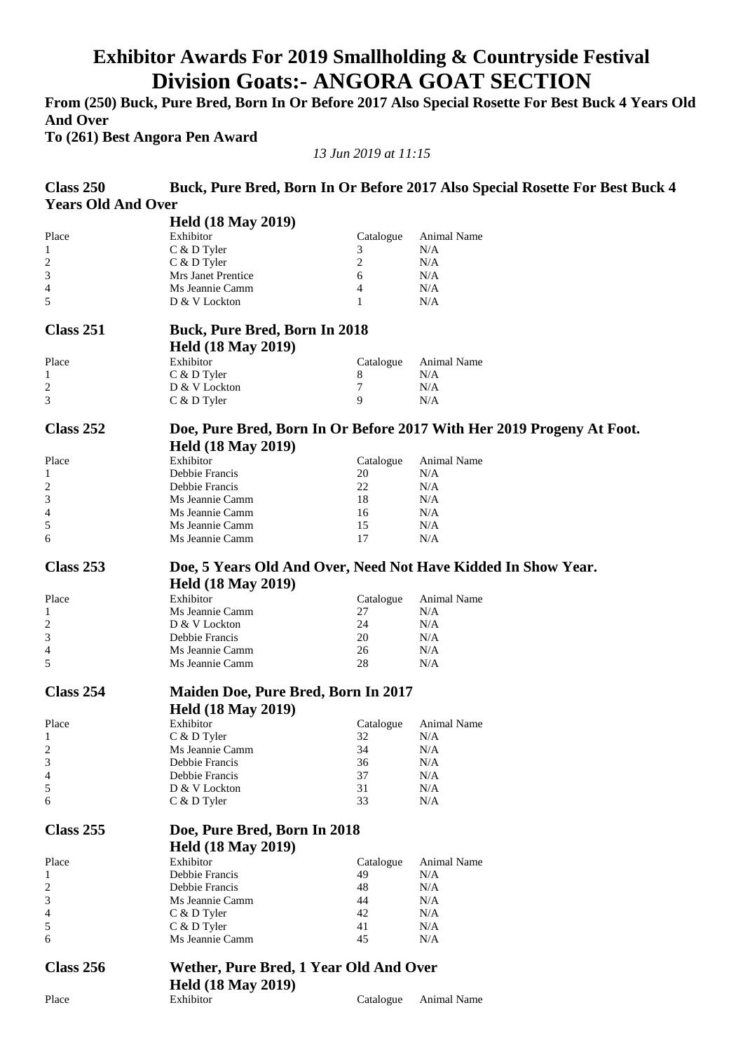# Exhibitor Awards For 2019 Smallholding & Countryside Festival
# Division Goats:- ANGORA GOAT SECTION

**From (250) Buck, Pure Bred, Born In Or Before 2017 Also Special Rosette For Best Buck 4 Years Old And Over**
**To (261) Best Angora Pen Award**

*13 Jun 2019 at 11:15*

## Class 250 Buck, Pure Bred, Born In Or Before 2017 Also Special Rosette For Best Buck 4 Years Old And Over

**Held (18 May 2019)**

| Place | Exhibitor | Catalogue | Animal Name |
|---|---|---|---|
| 1 | C & D Tyler | 3 | N/A |
| 2 | C & D Tyler | 2 | N/A |
| 3 | Mrs Janet Prentice | 6 | N/A |
| 4 | Ms Jeannie Camm | 4 | N/A |
| 5 | D & V Lockton | 1 | N/A |

## Class 251 Buck, Pure Bred, Born In 2018

**Held (18 May 2019)**

| Place | Exhibitor | Catalogue | Animal Name |
|---|---|---|---|
| 1 | C & D Tyler | 8 | N/A |
| 2 | D & V Lockton | 7 | N/A |
| 3 | C & D Tyler | 9 | N/A |

## Class 252 Doe, Pure Bred, Born In Or Before 2017 With Her 2019 Progeny At Foot.

**Held (18 May 2019)**

| Place | Exhibitor | Catalogue | Animal Name |
|---|---|---|---|
| 1 | Debbie Francis | 20 | N/A |
| 2 | Debbie Francis | 22 | N/A |
| 3 | Ms Jeannie Camm | 18 | N/A |
| 4 | Ms Jeannie Camm | 16 | N/A |
| 5 | Ms Jeannie Camm | 15 | N/A |
| 6 | Ms Jeannie Camm | 17 | N/A |

## Class 253 Doe, 5 Years Old And Over, Need Not Have Kidded In Show Year.

**Held (18 May 2019)**

| Place | Exhibitor | Catalogue | Animal Name |
|---|---|---|---|
| 1 | Ms Jeannie Camm | 27 | N/A |
| 2 | D & V Lockton | 24 | N/A |
| 3 | Debbie Francis | 20 | N/A |
| 4 | Ms Jeannie Camm | 26 | N/A |
| 5 | Ms Jeannie Camm | 28 | N/A |

## Class 254 Maiden Doe, Pure Bred, Born In 2017

**Held (18 May 2019)**

| Place | Exhibitor | Catalogue | Animal Name |
|---|---|---|---|
| 1 | C & D Tyler | 32 | N/A |
| 2 | Ms Jeannie Camm | 34 | N/A |
| 3 | Debbie Francis | 36 | N/A |
| 4 | Debbie Francis | 37 | N/A |
| 5 | D & V Lockton | 31 | N/A |
| 6 | C & D Tyler | 33 | N/A |

## Class 255 Doe, Pure Bred, Born In 2018

**Held (18 May 2019)**

| Place | Exhibitor | Catalogue | Animal Name |
|---|---|---|---|
| 1 | Debbie Francis | 49 | N/A |
| 2 | Debbie Francis | 48 | N/A |
| 3 | Ms Jeannie Camm | 44 | N/A |
| 4 | C & D Tyler | 42 | N/A |
| 5 | C & D Tyler | 41 | N/A |
| 6 | Ms Jeannie Camm | 45 | N/A |

## Class 256 Wether, Pure Bred, 1 Year Old And Over

**Held (18 May 2019)**

| Place | Exhibitor | Catalogue | Animal Name |
|---|---|---|---|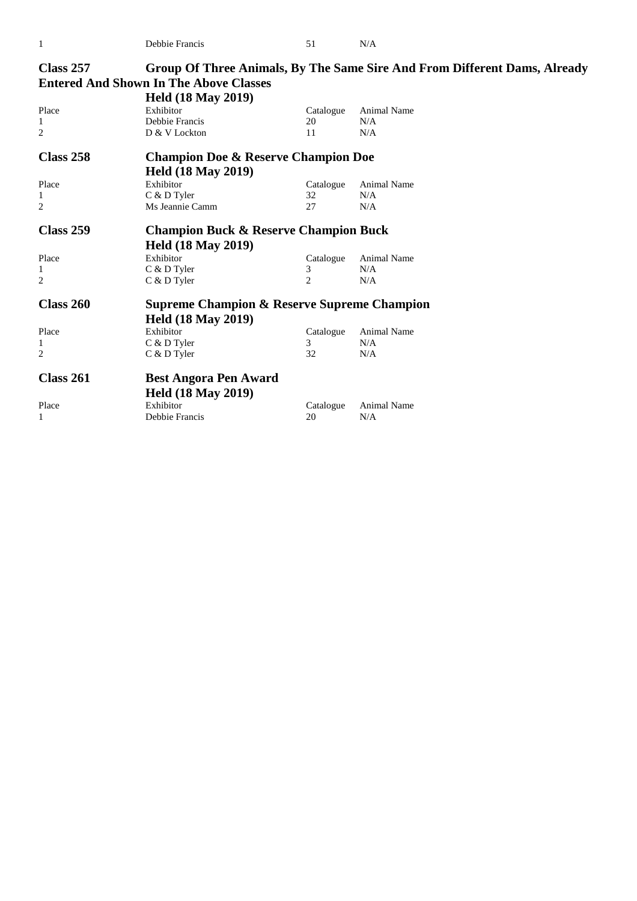| 1 | Debbie Francis | 51 | N/A |
|---|---|---|---|

## Class 257 Group Of Three Animals, By The Same Sire And From Different Dams, Already Entered And Shown In The Above Classes

**Held (18 May 2019)**

| Place | Exhibitor | Catalogue | Animal Name |
|---|---|---|---|
| 1 | Debbie Francis | 20 | N/A |
| 2 | D & V Lockton | 11 | N/A |

## Class 258 Champion Doe & Reserve Champion Doe

**Held (18 May 2019)**

| Place | Exhibitor | Catalogue | Animal Name |
|---|---|---|---|
| 1 | C & D Tyler | 32 | N/A |
| 2 | Ms Jeannie Camm | 27 | N/A |

## Class 259 Champion Buck & Reserve Champion Buck

**Held (18 May 2019)**

| Place | Exhibitor | Catalogue | Animal Name |
|---|---|---|---|
| 1 | C & D Tyler | 3 | N/A |
| 2 | C & D Tyler | 2 | N/A |

## Class 260 Supreme Champion & Reserve Supreme Champion

**Held (18 May 2019)**

| Place | Exhibitor | Catalogue | Animal Name |
|---|---|---|---|
| 1 | C & D Tyler | 3 | N/A |
| 2 | C & D Tyler | 32 | N/A |

## Class 261 Best Angora Pen Award

**Held (18 May 2019)**

| Place | Exhibitor | Catalogue | Animal Name |
|---|---|---|---|
| 1 | Debbie Francis | 20 | N/A |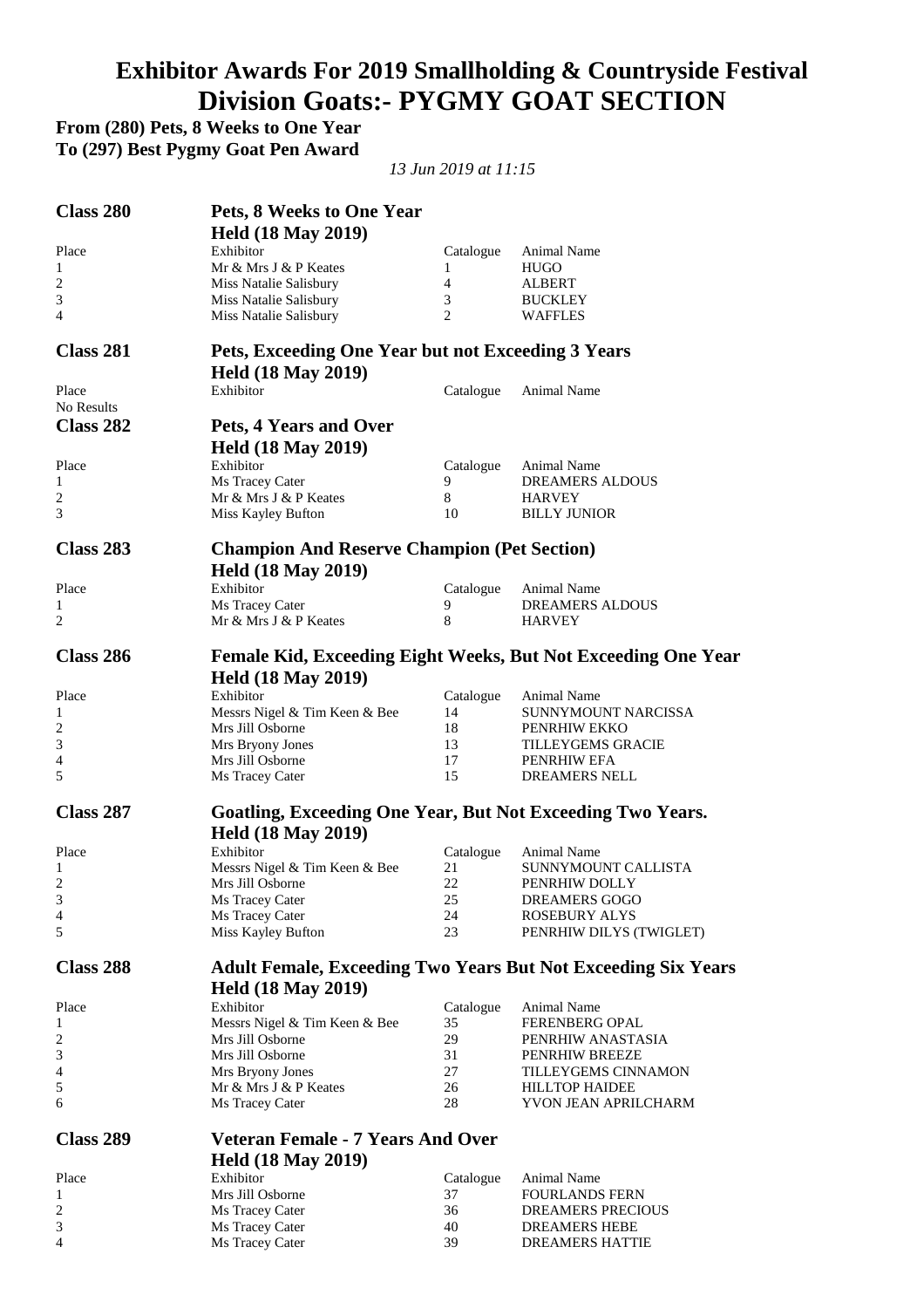# Exhibitor Awards For 2019 Smallholding & Countryside Festival
# Division Goats:- PYGMY GOAT SECTION

**From (280) Pets, 8 Weeks to One Year**
**To (297) Best Pygmy Goat Pen Award**

*13 Jun 2019 at 11:15*

## Class 280 — Pets, 8 Weeks to One Year
**Held (18 May 2019)**

| Place | Exhibitor | Catalogue | Animal Name |
|---|---|---|---|
| 1 | Mr & Mrs J & P Keates | 1 | HUGO |
| 2 | Miss Natalie Salisbury | 4 | ALBERT |
| 3 | Miss Natalie Salisbury | 3 | BUCKLEY |
| 4 | Miss Natalie Salisbury | 2 | WAFFLES |

## Class 281 — Pets, Exceeding One Year but not Exceeding 3 Years
**Held (18 May 2019)**

| Place | Exhibitor | Catalogue | Animal Name |
|---|---|---|---|
| No Results | | | |

## Class 282 — Pets, 4 Years and Over
**Held (18 May 2019)**

| Place | Exhibitor | Catalogue | Animal Name |
|---|---|---|---|
| 1 | Ms Tracey Cater | 9 | DREAMERS ALDOUS |
| 2 | Mr & Mrs J & P Keates | 8 | HARVEY |
| 3 | Miss Kayley Bufton | 10 | BILLY JUNIOR |

## Class 283 — Champion And Reserve Champion (Pet Section)
**Held (18 May 2019)**

| Place | Exhibitor | Catalogue | Animal Name |
|---|---|---|---|
| 1 | Ms Tracey Cater | 9 | DREAMERS ALDOUS |
| 2 | Mr & Mrs J & P Keates | 8 | HARVEY |

## Class 286 — Female Kid, Exceeding Eight Weeks, But Not Exceeding One Year
**Held (18 May 2019)**

| Place | Exhibitor | Catalogue | Animal Name |
|---|---|---|---|
| 1 | Messrs Nigel & Tim Keen & Bee | 14 | SUNNYMOUNT NARCISSA |
| 2 | Mrs Jill Osborne | 18 | PENRHIW EKKO |
| 3 | Mrs Bryony Jones | 13 | TILLEYGEMS GRACIE |
| 4 | Mrs Jill Osborne | 17 | PENRHIW EFA |
| 5 | Ms Tracey Cater | 15 | DREAMERS NELL |

## Class 287 — Goatling, Exceeding One Year, But Not Exceeding Two Years.
**Held (18 May 2019)**

| Place | Exhibitor | Catalogue | Animal Name |
|---|---|---|---|
| 1 | Messrs Nigel & Tim Keen & Bee | 21 | SUNNYMOUNT CALLISTA |
| 2 | Mrs Jill Osborne | 22 | PENRHIW DOLLY |
| 3 | Ms Tracey Cater | 25 | DREAMERS GOGO |
| 4 | Ms Tracey Cater | 24 | ROSEBURY ALYS |
| 5 | Miss Kayley Bufton | 23 | PENRHIW DILYS (TWIGLET) |

## Class 288 — Adult Female, Exceeding Two Years But Not Exceeding Six Years
**Held (18 May 2019)**

| Place | Exhibitor | Catalogue | Animal Name |
|---|---|---|---|
| 1 | Messrs Nigel & Tim Keen & Bee | 35 | FERENBERG OPAL |
| 2 | Mrs Jill Osborne | 29 | PENRHIW ANASTASIA |
| 3 | Mrs Jill Osborne | 31 | PENRHIW BREEZE |
| 4 | Mrs Bryony Jones | 27 | TILLEYGEMS CINNAMON |
| 5 | Mr & Mrs J & P Keates | 26 | HILLTOP HAIDEE |
| 6 | Ms Tracey Cater | 28 | YVON JEAN APRILCHARM |

## Class 289 — Veteran Female - 7 Years And Over
**Held (18 May 2019)**

| Place | Exhibitor | Catalogue | Animal Name |
|---|---|---|---|
| 1 | Mrs Jill Osborne | 37 | FOURLANDS FERN |
| 2 | Ms Tracey Cater | 36 | DREAMERS PRECIOUS |
| 3 | Ms Tracey Cater | 40 | DREAMERS HEBE |
| 4 | Ms Tracey Cater | 39 | DREAMERS HATTIE |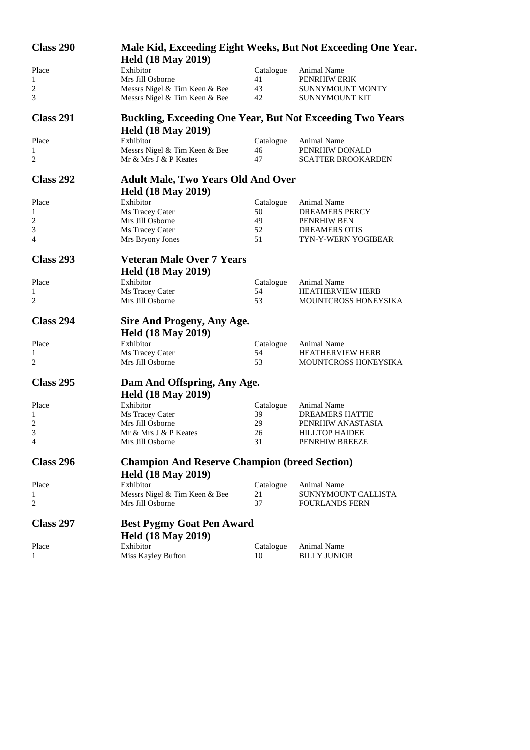## Class 290 — Male Kid, Exceeding Eight Weeks, But Not Exceeding One Year.

**Held (18 May 2019)**

| Place | Exhibitor | Catalogue | Animal Name |
|---|---|---|---|
| 1 | Mrs Jill Osborne | 41 | PENRHIW ERIK |
| 2 | Messrs Nigel & Tim Keen & Bee | 43 | SUNNYMOUNT MONTY |
| 3 | Messrs Nigel & Tim Keen & Bee | 42 | SUNNYMOUNT KIT |

## Class 291 — Buckling, Exceeding One Year, But Not Exceeding Two Years

**Held (18 May 2019)**

| Place | Exhibitor | Catalogue | Animal Name |
|---|---|---|---|
| 1 | Messrs Nigel & Tim Keen & Bee | 46 | PENRHIW DONALD |
| 2 | Mr & Mrs J & P Keates | 47 | SCATTER BROOKARDEN |

## Class 292 — Adult Male, Two Years Old And Over

**Held (18 May 2019)**

| Place | Exhibitor | Catalogue | Animal Name |
|---|---|---|---|
| 1 | Ms Tracey Cater | 50 | DREAMERS PERCY |
| 2 | Mrs Jill Osborne | 49 | PENRHIW BEN |
| 3 | Ms Tracey Cater | 52 | DREAMERS OTIS |
| 4 | Mrs Bryony Jones | 51 | TYN-Y-WERN YOGIBEAR |

## Class 293 — Veteran Male Over 7 Years

**Held (18 May 2019)**

| Place | Exhibitor | Catalogue | Animal Name |
|---|---|---|---|
| 1 | Ms Tracey Cater | 54 | HEATHERVIEW HERB |
| 2 | Mrs Jill Osborne | 53 | MOUNTCROSS HONEYSIKA |

## Class 294 — Sire And Progeny, Any Age.

**Held (18 May 2019)**

| Place | Exhibitor | Catalogue | Animal Name |
|---|---|---|---|
| 1 | Ms Tracey Cater | 54 | HEATHERVIEW HERB |
| 2 | Mrs Jill Osborne | 53 | MOUNTCROSS HONEYSIKA |

## Class 295 — Dam And Offspring, Any Age.

**Held (18 May 2019)**

| Place | Exhibitor | Catalogue | Animal Name |
|---|---|---|---|
| 1 | Ms Tracey Cater | 39 | DREAMERS HATTIE |
| 2 | Mrs Jill Osborne | 29 | PENRHIW ANASTASIA |
| 3 | Mr & Mrs J & P Keates | 26 | HILLTOP HAIDEE |
| 4 | Mrs Jill Osborne | 31 | PENRHIW BREEZE |

## Class 296 — Champion And Reserve Champion (breed Section)

**Held (18 May 2019)**

| Place | Exhibitor | Catalogue | Animal Name |
|---|---|---|---|
| 1 | Messrs Nigel & Tim Keen & Bee | 21 | SUNNYMOUNT CALLISTA |
| 2 | Mrs Jill Osborne | 37 | FOURLANDS FERN |

## Class 297 — Best Pygmy Goat Pen Award

**Held (18 May 2019)**

| Place | Exhibitor | Catalogue | Animal Name |
|---|---|---|---|
| 1 | Miss Kayley Bufton | 10 | BILLY JUNIOR |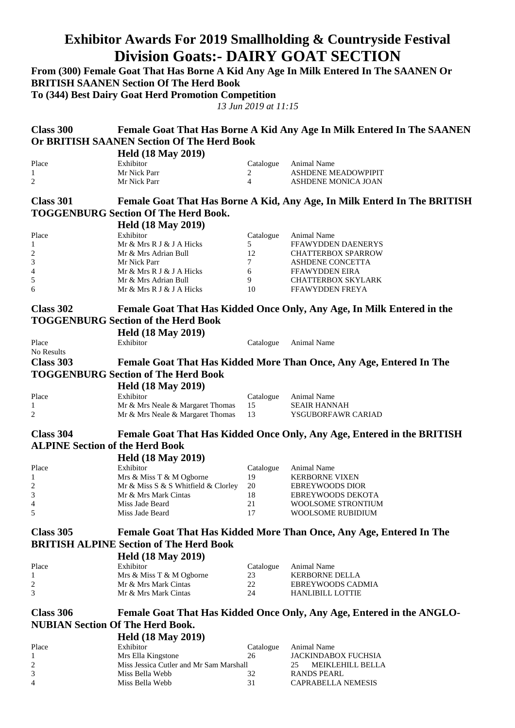# Exhibitor Awards For 2019 Smallholding & Countryside Festival

## Division Goats:- DAIRY GOAT SECTION

**From (300) Female Goat That Has Borne A Kid Any Age In Milk Entered In The SAANEN Or BRITISH SAANEN Section Of The Herd Book**

**To (344) Best Dairy Goat Herd Promotion Competition**

*13 Jun 2019 at 11:15*

### Class 300 Female Goat That Has Borne A Kid Any Age In Milk Entered In The SAANEN Or BRITISH SAANEN Section Of The Herd Book

**Held (18 May 2019)**

| Place | Exhibitor | Catalogue | Animal Name |
|---|---|---|---|
| 1 | Mr Nick Parr | 2 | ASHDENE MEADOWPIPIT |
| 2 | Mr Nick Parr | 4 | ASHDENE MONICA JOAN |

### Class 301 Female Goat That Has Borne A Kid, Any Age, In Milk Enterd In The BRITISH TOGGENBURG Section Of The Herd Book.

**Held (18 May 2019)**

| Place | Exhibitor | Catalogue | Animal Name |
|---|---|---|---|
| 1 | Mr & Mrs R J & J A Hicks | 5 | FFAWYDDEN DAENERYS |
| 2 | Mr & Mrs Adrian Bull | 12 | CHATTERBOX SPARROW |
| 3 | Mr Nick Parr | 7 | ASHDENE CONCETTA |
| 4 | Mr & Mrs R J & J A Hicks | 6 | FFAWYDDEN EIRA |
| 5 | Mr & Mrs Adrian Bull | 9 | CHATTERBOX SKYLARK |
| 6 | Mr & Mrs R J & J A Hicks | 10 | FFAWYDDEN FREYA |

### Class 302 Female Goat That Has Kidded Once Only, Any Age, In Milk Entered in the TOGGENBURG Section of the Herd Book

**Held (18 May 2019)**

| Place | Exhibitor | Catalogue | Animal Name |
|---|---|---|---|

No Results

### Class 303 Female Goat That Has Kidded More Than Once, Any Age, Entered In The TOGGENBURG Section of The Herd Book

**Held (18 May 2019)**

| Place | Exhibitor | Catalogue | Animal Name |
|---|---|---|---|
| 1 | Mr & Mrs Neale & Margaret Thomas | 15 | SEAIR HANNAH |
| 2 | Mr & Mrs Neale & Margaret Thomas | 13 | YSGUBORFAWR CARIAD |

### Class 304 Female Goat That Has Kidded Once Only, Any Age, Entered in the BRITISH ALPINE Section of the Herd Book

**Held (18 May 2019)**

| Place | Exhibitor | Catalogue | Animal Name |
|---|---|---|---|
| 1 | Mrs & Miss T & M Ogborne | 19 | KERBORNE VIXEN |
| 2 | Mr & Miss S & S Whitfield & Clorley | 20 | EBREYWOODS DIOR |
| 3 | Mr & Mrs Mark Cintas | 18 | EBREYWOODS DEKOTA |
| 4 | Miss Jade Beard | 21 | WOOLSOME STRONTIUM |
| 5 | Miss Jade Beard | 17 | WOOLSOME RUBIDIUM |

### Class 305 Female Goat That Has Kidded More Than Once, Any Age, Entered In The BRITISH ALPINE Section of The Herd Book

**Held (18 May 2019)**

| Place | Exhibitor | Catalogue | Animal Name |
|---|---|---|---|
| 1 | Mrs & Miss T & M Ogborne | 23 | KERBORNE DELLA |
| 2 | Mr & Mrs Mark Cintas | 22 | EBREYWOODS CADMIA |
| 3 | Mr & Mrs Mark Cintas | 24 | HANLIBILL LOTTIE |

### Class 306 Female Goat That Has Kidded Once Only, Any Age, Entered in the ANGLO-NUBIAN Section Of The Herd Book.

**Held (18 May 2019)**

| Place | Exhibitor | Catalogue | Animal Name |
|---|---|---|---|
| 1 | Mrs Ella Kingstone | 26 | JACKINDABOX FUCHSIA |
| 2 | Miss Jessica Cutler and Mr Sam Marshall | 25 | MEIKLEHILL BELLA |
| 3 | Miss Bella Webb | 32 | RANDS PEARL |
| 4 | Miss Bella Webb | 31 | CAPRABELLA NEMESIS |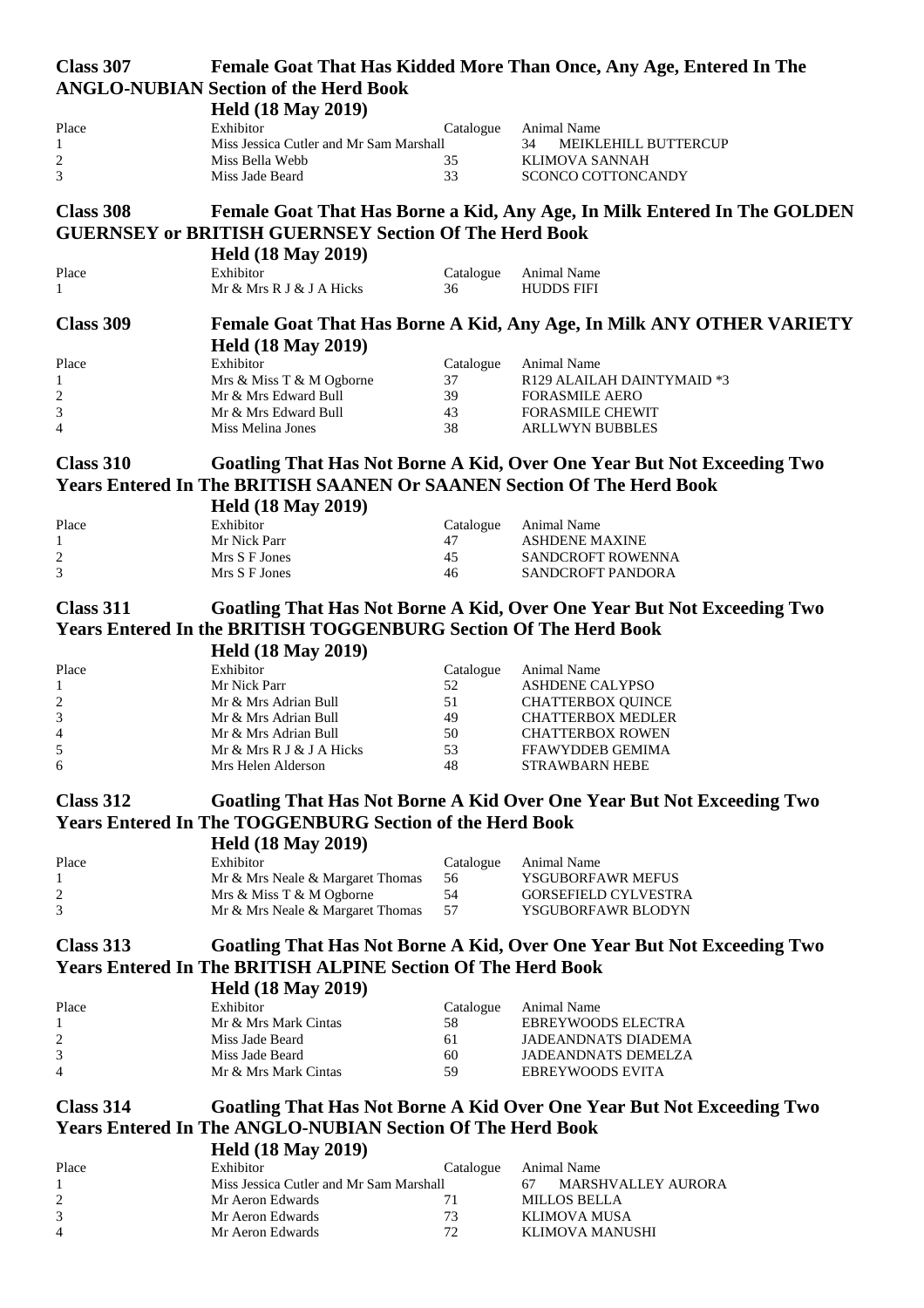## Class 307 Female Goat That Has Kidded More Than Once, Any Age, Entered In The ANGLO-NUBIAN Section of the Herd Book

**Held (18 May 2019)**

| Place | Exhibitor | Catalogue | Animal Name |
|---|---|---|---|
| 1 | Miss Jessica Cutler and Mr Sam Marshall | 34 | MEIKLEHILL BUTTERCUP |
| 2 | Miss Bella Webb | 35 | KLIMOVA SANNAH |
| 3 | Miss Jade Beard | 33 | SCONCO COTTONCANDY |

## Class 308 Female Goat That Has Borne a Kid, Any Age, In Milk Entered In The GOLDEN GUERNSEY or BRITISH GUERNSEY Section Of The Herd Book

**Held (18 May 2019)**

| Place | Exhibitor | Catalogue | Animal Name |
|---|---|---|---|
| 1 | Mr & Mrs R J & J A Hicks | 36 | HUDDS FIFI |

## Class 309 Female Goat That Has Borne A Kid, Any Age, In Milk ANY OTHER VARIETY

**Held (18 May 2019)**

| Place | Exhibitor | Catalogue | Animal Name |
|---|---|---|---|
| 1 | Mrs & Miss T & M Ogborne | 37 | R129 ALAILAH DAINTYMAID *3 |
| 2 | Mr & Mrs Edward Bull | 39 | FORASMILE AERO |
| 3 | Mr & Mrs Edward Bull | 43 | FORASMILE CHEWIT |
| 4 | Miss Melina Jones | 38 | ARLLWYN BUBBLES |

## Class 310 Goatling That Has Not Borne A Kid, Over One Year But Not Exceeding Two Years Entered In The BRITISH SAANEN Or SAANEN Section Of The Herd Book

**Held (18 May 2019)**

| Place | Exhibitor | Catalogue | Animal Name |
|---|---|---|---|
| 1 | Mr Nick Parr | 47 | ASHDENE MAXINE |
| 2 | Mrs S F Jones | 45 | SANDCROFT ROWENNA |
| 3 | Mrs S F Jones | 46 | SANDCROFT PANDORA |

## Class 311 Goatling That Has Not Borne A Kid, Over One Year But Not Exceeding Two Years Entered In the BRITISH TOGGENBURG Section Of The Herd Book

**Held (18 May 2019)**

| Place | Exhibitor | Catalogue | Animal Name |
|---|---|---|---|
| 1 | Mr Nick Parr | 52 | ASHDENE CALYPSO |
| 2 | Mr & Mrs Adrian Bull | 51 | CHATTERBOX QUINCE |
| 3 | Mr & Mrs Adrian Bull | 49 | CHATTERBOX MEDLER |
| 4 | Mr & Mrs Adrian Bull | 50 | CHATTERBOX ROWEN |
| 5 | Mr & Mrs R J & J A Hicks | 53 | FFAWYDDEB GEMIMA |
| 6 | Mrs Helen Alderson | 48 | STRAWBARN HEBE |

## Class 312 Goatling That Has Not Borne A Kid Over One Year But Not Exceeding Two Years Entered In The TOGGENBURG Section of the Herd Book

**Held (18 May 2019)**

| Place | Exhibitor | Catalogue | Animal Name |
|---|---|---|---|
| 1 | Mr & Mrs Neale & Margaret Thomas | 56 | YSGUBORFAWR MEFUS |
| 2 | Mrs & Miss T & M Ogborne | 54 | GORSEFIELD CYLVESTRA |
| 3 | Mr & Mrs Neale & Margaret Thomas | 57 | YSGUBORFAWR BLODYN |

## Class 313 Goatling That Has Not Borne A Kid, Over One Year But Not Exceeding Two Years Entered In The BRITISH ALPINE Section Of The Herd Book

**Held (18 May 2019)**

| Place | Exhibitor | Catalogue | Animal Name |
|---|---|---|---|
| 1 | Mr & Mrs Mark Cintas | 58 | EBREYWOODS ELECTRA |
| 2 | Miss Jade Beard | 61 | JADEANDNATS DIADEMA |
| 3 | Miss Jade Beard | 60 | JADEANDNATS DEMELZA |
| 4 | Mr & Mrs Mark Cintas | 59 | EBREYWOODS EVITA |

## Class 314 Goatling That Has Not Borne A Kid Over One Year But Not Exceeding Two Years Entered In The ANGLO-NUBIAN Section Of The Herd Book

**Held (18 May 2019)**

| Place | Exhibitor | Catalogue | Animal Name |
|---|---|---|---|
| 1 | Miss Jessica Cutler and Mr Sam Marshall | 67 | MARSHVALLEY AURORA |
| 2 | Mr Aeron Edwards | 71 | MILLOS BELLA |
| 3 | Mr Aeron Edwards | 73 | KLIMOVA MUSA |
| 4 | Mr Aeron Edwards | 72 | KLIMOVA MANUSHI |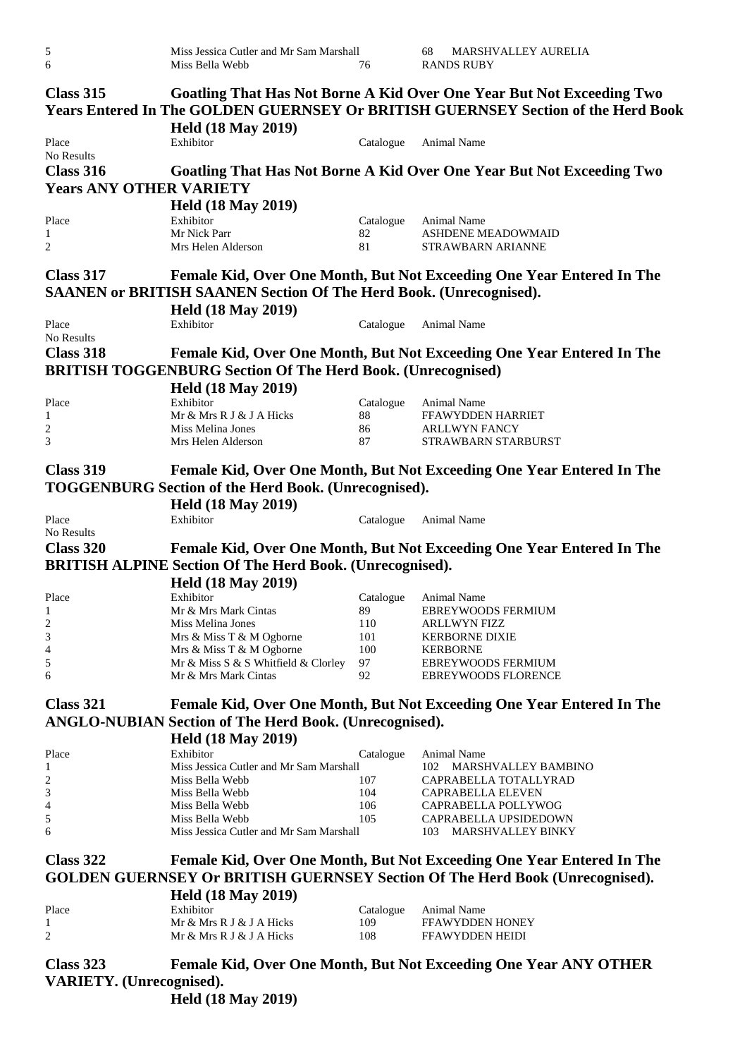| Place | Exhibitor | Catalogue | Animal Name |
|---|---|---|---|
| 5 | Miss Jessica Cutler and Mr Sam Marshall | 68 | MARSHVALLEY AURELIA |
| 6 | Miss Bella Webb | 76 | RANDS RUBY |

## Class 315 Goatling That Has Not Borne A Kid Over One Year But Not Exceeding Two Years Entered In The GOLDEN GUERNSEY Or BRITISH GUERNSEY Section of the Herd Book

**Held (18 May 2019)**

| Place | Exhibitor | Catalogue | Animal Name |
|---|---|---|---|
| No Results | | | |

## Class 316 Goatling That Has Not Borne A Kid Over One Year But Not Exceeding Two Years ANY OTHER VARIETY

**Held (18 May 2019)**

| Place | Exhibitor | Catalogue | Animal Name |
|---|---|---|---|
| 1 | Mr Nick Parr | 82 | ASHDENE MEADOWMAID |
| 2 | Mrs Helen Alderson | 81 | STRAWBARN ARIANNE |

## Class 317 Female Kid, Over One Month, But Not Exceeding One Year Entered In The SAANEN or BRITISH SAANEN Section Of The Herd Book. (Unrecognised).

**Held (18 May 2019)**

| Place | Exhibitor | Catalogue | Animal Name |
|---|---|---|---|
| No Results | | | |

## Class 318 Female Kid, Over One Month, But Not Exceeding One Year Entered In The BRITISH TOGGENBURG Section Of The Herd Book. (Unrecognised)

**Held (18 May 2019)**

| Place | Exhibitor | Catalogue | Animal Name |
|---|---|---|---|
| 1 | Mr & Mrs R J & J A Hicks | 88 | FFAWYDDEN HARRIET |
| 2 | Miss Melina Jones | 86 | ARLLWYN FANCY |
| 3 | Mrs Helen Alderson | 87 | STRAWBARN STARBURST |

## Class 319 Female Kid, Over One Month, But Not Exceeding One Year Entered In The TOGGENBURG Section of the Herd Book. (Unrecognised).

**Held (18 May 2019)**

| Place | Exhibitor | Catalogue | Animal Name |
|---|---|---|---|
| No Results | | | |

## Class 320 Female Kid, Over One Month, But Not Exceeding One Year Entered In The BRITISH ALPINE Section Of The Herd Book. (Unrecognised).

**Held (18 May 2019)**

| Place | Exhibitor | Catalogue | Animal Name |
|---|---|---|---|
| 1 | Mr & Mrs Mark Cintas | 89 | EBREYWOODS FERMIUM |
| 2 | Miss Melina Jones | 110 | ARLLWYN FIZZ |
| 3 | Mrs & Miss T & M Ogborne | 101 | KERBORNE DIXIE |
| 4 | Mrs & Miss T & M Ogborne | 100 | KERBORNE |
| 5 | Mr & Miss S & S Whitfield & Clorley | 97 | EBREYWOODS FERMIUM |
| 6 | Mr & Mrs Mark Cintas | 92 | EBREYWOODS FLORENCE |

## Class 321 Female Kid, Over One Month, But Not Exceeding One Year Entered In The ANGLO-NUBIAN Section of The Herd Book. (Unrecognised).

**Held (18 May 2019)**

| Place | Exhibitor | Catalogue | Animal Name |
|---|---|---|---|
| 1 | Miss Jessica Cutler and Mr Sam Marshall | 102 | MARSHVALLEY BAMBINO |
| 2 | Miss Bella Webb | 107 | CAPRABELLA TOTALLYRAD |
| 3 | Miss Bella Webb | 104 | CAPRABELLA ELEVEN |
| 4 | Miss Bella Webb | 106 | CAPRABELLA POLLYWOG |
| 5 | Miss Bella Webb | 105 | CAPRABELLA UPSIDEDOWN |
| 6 | Miss Jessica Cutler and Mr Sam Marshall | 103 | MARSHVALLEY BINKY |

## Class 322 Female Kid, Over One Month, But Not Exceeding One Year Entered In The GOLDEN GUERNSEY Or BRITISH GUERNSEY Section Of The Herd Book (Unrecognised).

**Held (18 May 2019)**

| Place | Exhibitor | Catalogue | Animal Name |
|---|---|---|---|
| 1 | Mr & Mrs R J & J A Hicks | 109 | FFAWYDDEN HONEY |
| 2 | Mr & Mrs R J & J A Hicks | 108 | FFAWYDDEN HEIDI |

## Class 323 Female Kid, Over One Month, But Not Exceeding One Year ANY OTHER VARIETY. (Unrecognised).

**Held (18 May 2019)**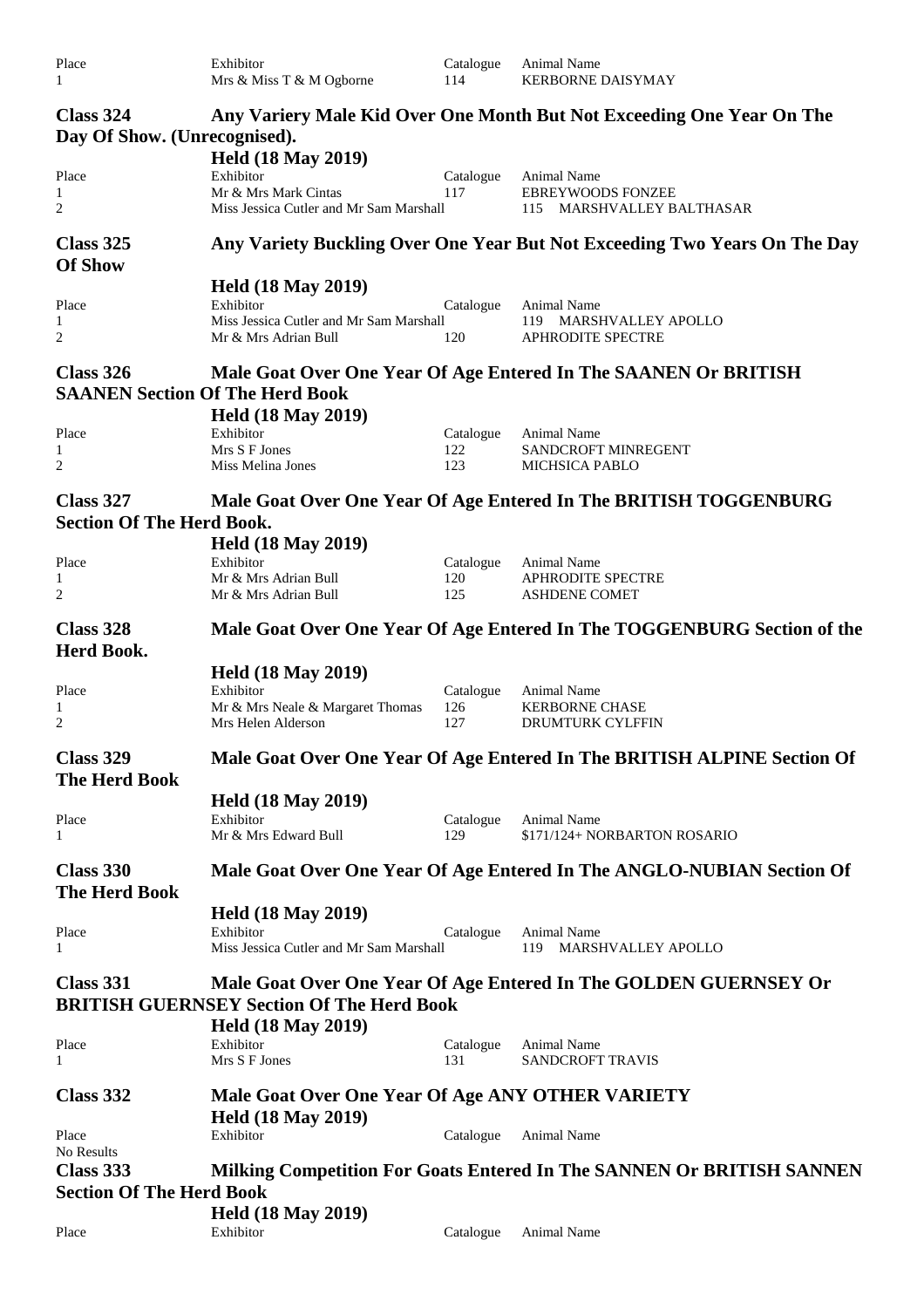| Place | Exhibitor | Catalogue | Animal Name |
|---|---|---|---|
| 1 | Mrs & Miss T & M Ogborne | 114 | KERBORNE DAISYMAY |

## Class 324 Any Variery Male Kid Over One Month But Not Exceeding One Year On The Day Of Show. (Unrecognised).

**Held (18 May 2019)**

| Place | Exhibitor | Catalogue | Animal Name |
|---|---|---|---|
| 1 | Mr & Mrs Mark Cintas | 117 | EBREYWOODS FONZEE |
| 2 | Miss Jessica Cutler and Mr Sam Marshall | 115 | MARSHVALLEY BALTHASAR |

## Class 325 Any Variety Buckling Over One Year But Not Exceeding Two Years On The Day Of Show

**Held (18 May 2019)**

| Place | Exhibitor | Catalogue | Animal Name |
|---|---|---|---|
| 1 | Miss Jessica Cutler and Mr Sam Marshall | 119 | MARSHVALLEY APOLLO |
| 2 | Mr & Mrs Adrian Bull | 120 | APHRODITE SPECTRE |

## Class 326 Male Goat Over One Year Of Age Entered In The SAANEN Or BRITISH SAANEN Section Of The Herd Book

**Held (18 May 2019)**

| Place | Exhibitor | Catalogue | Animal Name |
|---|---|---|---|
| 1 | Mrs S F Jones | 122 | SANDCROFT MINREGENT |
| 2 | Miss Melina Jones | 123 | MICHSICA PABLO |

## Class 327 Male Goat Over One Year Of Age Entered In The BRITISH TOGGENBURG Section Of The Herd Book.

**Held (18 May 2019)**

| Place | Exhibitor | Catalogue | Animal Name |
|---|---|---|---|
| 1 | Mr & Mrs Adrian Bull | 120 | APHRODITE SPECTRE |
| 2 | Mr & Mrs Adrian Bull | 125 | ASHDENE COMET |

## Class 328 Male Goat Over One Year Of Age Entered In The TOGGENBURG Section of the Herd Book.

**Held (18 May 2019)**

| Place | Exhibitor | Catalogue | Animal Name |
|---|---|---|---|
| 1 | Mr & Mrs Neale & Margaret Thomas | 126 | KERBORNE CHASE |
| 2 | Mrs Helen Alderson | 127 | DRUMTURK CYLFFIN |

## Class 329 Male Goat Over One Year Of Age Entered In The BRITISH ALPINE Section Of The Herd Book

**Held (18 May 2019)**

| Place | Exhibitor | Catalogue | Animal Name |
|---|---|---|---|
| 1 | Mr & Mrs Edward Bull | 129 | $171/124+ NORBARTON ROSARIO |

## Class 330 Male Goat Over One Year Of Age Entered In The ANGLO-NUBIAN Section Of The Herd Book

**Held (18 May 2019)**

| Place | Exhibitor | Catalogue | Animal Name |
|---|---|---|---|
| 1 | Miss Jessica Cutler and Mr Sam Marshall | 119 | MARSHVALLEY APOLLO |

## Class 331 Male Goat Over One Year Of Age Entered In The GOLDEN GUERNSEY Or BRITISH GUERNSEY Section Of The Herd Book

**Held (18 May 2019)**

| Place | Exhibitor | Catalogue | Animal Name |
|---|---|---|---|
| 1 | Mrs S F Jones | 131 | SANDCROFT TRAVIS |

## Class 332 Male Goat Over One Year Of Age ANY OTHER VARIETY

**Held (18 May 2019)**

| Place | Exhibitor | Catalogue | Animal Name |
|---|---|---|---|

No Results

## Class 333 Milking Competition For Goats Entered In The SANNEN Or BRITISH SANNEN Section Of The Herd Book

**Held (18 May 2019)**

| Place | Exhibitor | Catalogue | Animal Name |
|---|---|---|---|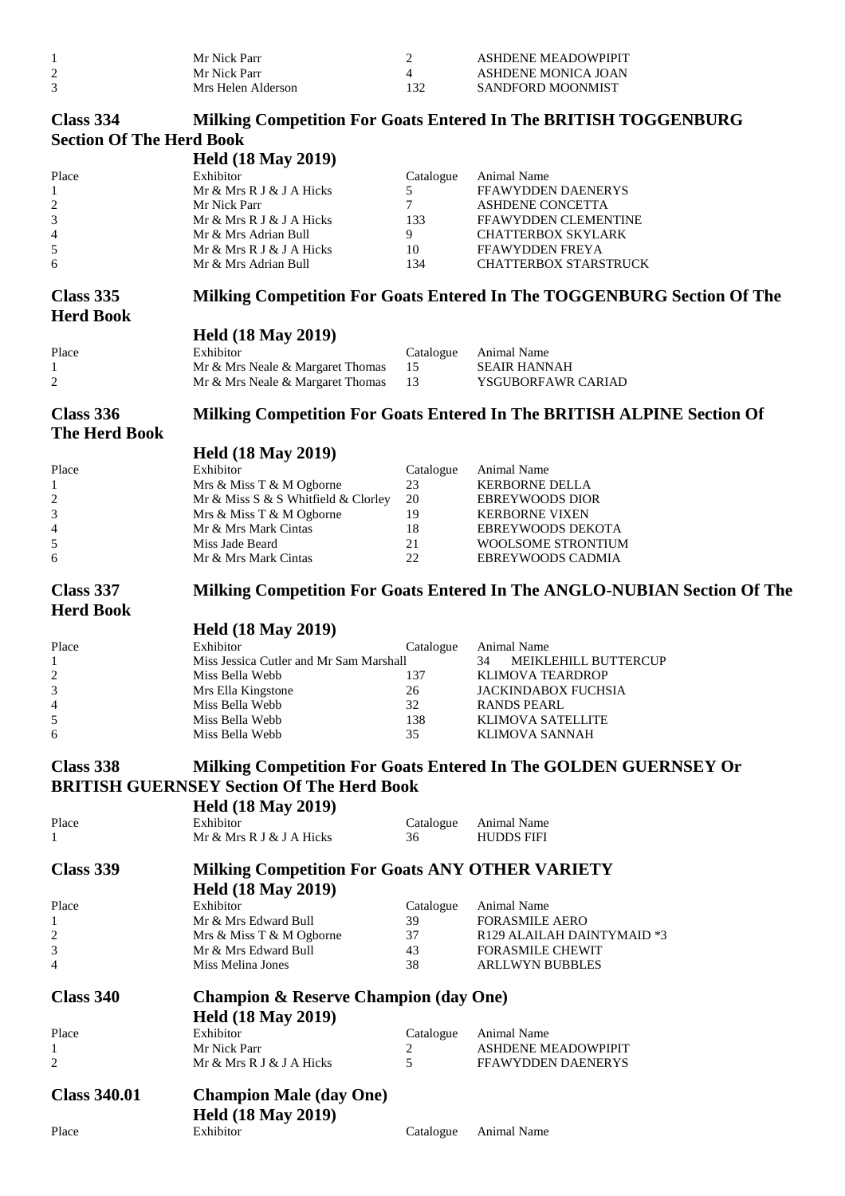| | | | |
|---|---|---|---|
| 1 | Mr Nick Parr | 2 | ASHDENE MEADOWPIPIT |
| 2 | Mr Nick Parr | 4 | ASHDENE MONICA JOAN |
| 3 | Mrs Helen Alderson | 132 | SANDFORD MOONMIST |

## Class 334 Milking Competition For Goats Entered In The BRITISH TOGGENBURG Section Of The Herd Book

**Held (18 May 2019)**

| Place | Exhibitor | Catalogue | Animal Name |
|---|---|---|---|
| 1 | Mr & Mrs R J & J A Hicks | 5 | FFAWYDDEN DAENERYS |
| 2 | Mr Nick Parr | 7 | ASHDENE CONCETTA |
| 3 | Mr & Mrs R J & J A Hicks | 133 | FFAWYDDEN CLEMENTINE |
| 4 | Mr & Mrs Adrian Bull | 9 | CHATTERBOX SKYLARK |
| 5 | Mr & Mrs R J & J A Hicks | 10 | FFAWYDDEN FREYA |
| 6 | Mr & Mrs Adrian Bull | 134 | CHATTERBOX STARSTRUCK |

## Class 335 Milking Competition For Goats Entered In The TOGGENBURG Section Of The Herd Book

**Held (18 May 2019)**

| Place | Exhibitor | Catalogue | Animal Name |
|---|---|---|---|
| 1 | Mr & Mrs Neale & Margaret Thomas | 15 | SEAIR HANNAH |
| 2 | Mr & Mrs Neale & Margaret Thomas | 13 | YSGUBORFAWR CARIAD |

## Class 336 Milking Competition For Goats Entered In The BRITISH ALPINE Section Of The Herd Book

**Held (18 May 2019)**

| Place | Exhibitor | Catalogue | Animal Name |
|---|---|---|---|
| 1 | Mrs & Miss T & M Ogborne | 23 | KERBORNE DELLA |
| 2 | Mr & Miss S & S Whitfield & Clorley | 20 | EBREYWOODS DIOR |
| 3 | Mrs & Miss T & M Ogborne | 19 | KERBORNE VIXEN |
| 4 | Mr & Mrs Mark Cintas | 18 | EBREYWOODS DEKOTA |
| 5 | Miss Jade Beard | 21 | WOOLSOME STRONTIUM |
| 6 | Mr & Mrs Mark Cintas | 22 | EBREYWOODS CADMIA |

## Class 337 Milking Competition For Goats Entered In The ANGLO-NUBIAN Section Of The Herd Book

**Held (18 May 2019)**

| Place | Exhibitor | Catalogue | Animal Name |
|---|---|---|---|
| 1 | Miss Jessica Cutler and Mr Sam Marshall | 34 | MEIKLEHILL BUTTERCUP |
| 2 | Miss Bella Webb | 137 | KLIMOVA TEARDROP |
| 3 | Mrs Ella Kingstone | 26 | JACKINDABOX FUCHSIA |
| 4 | Miss Bella Webb | 32 | RANDS PEARL |
| 5 | Miss Bella Webb | 138 | KLIMOVA SATELLITE |
| 6 | Miss Bella Webb | 35 | KLIMOVA SANNAH |

## Class 338 Milking Competition For Goats Entered In The GOLDEN GUERNSEY Or BRITISH GUERNSEY Section Of The Herd Book

**Held (18 May 2019)**

| Place | Exhibitor | Catalogue | Animal Name |
|---|---|---|---|
| 1 | Mr & Mrs R J & J A Hicks | 36 | HUDDS FIFI |

## Class 339 Milking Competition For Goats ANY OTHER VARIETY

**Held (18 May 2019)**

| Place | Exhibitor | Catalogue | Animal Name |
|---|---|---|---|
| 1 | Mr & Mrs Edward Bull | 39 | FORASMILE AERO |
| 2 | Mrs & Miss T & M Ogborne | 37 | R129 ALAILAH DAINTYMAID *3 |
| 3 | Mr & Mrs Edward Bull | 43 | FORASMILE CHEWIT |
| 4 | Miss Melina Jones | 38 | ARLLWYN BUBBLES |

## Class 340 Champion & Reserve Champion (day One)

**Held (18 May 2019)**

| Place | Exhibitor | Catalogue | Animal Name |
|---|---|---|---|
| 1 | Mr Nick Parr | 2 | ASHDENE MEADOWPIPIT |
| 2 | Mr & Mrs R J & J A Hicks | 5 | FFAWYDDEN DAENERYS |

## Class 340.01 Champion Male (day One)

**Held (18 May 2019)**

| Place | Exhibitor | Catalogue | Animal Name |
|---|---|---|---|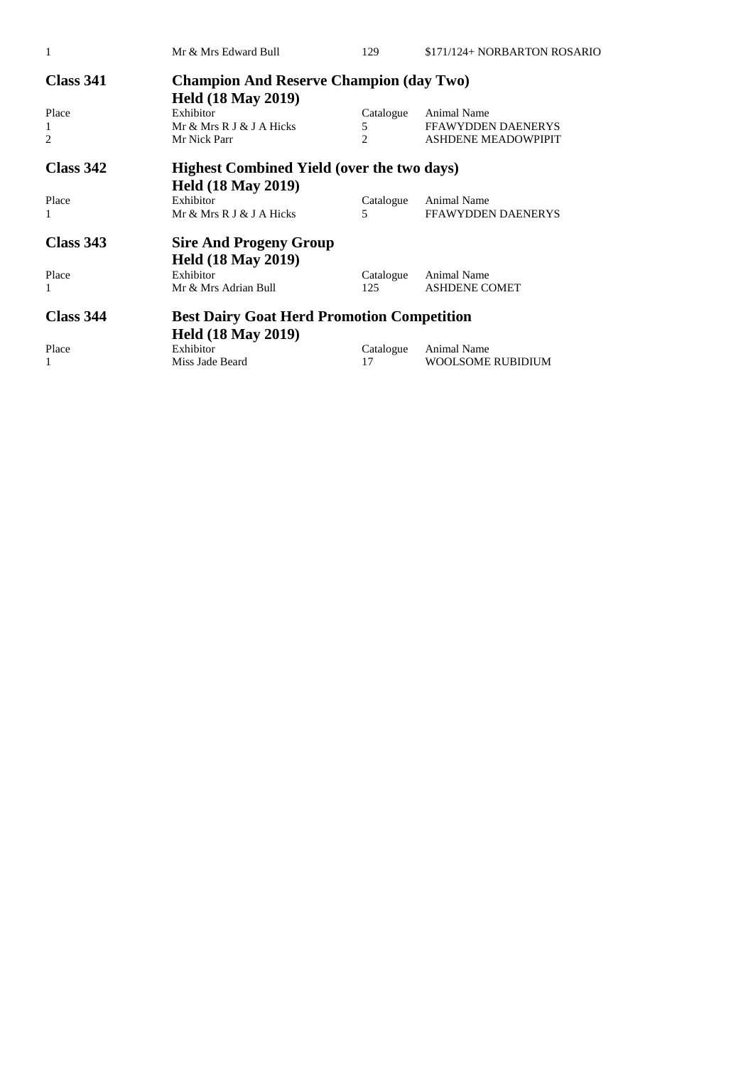| | | | |
|---|---|---|---|
| 1 | Mr & Mrs Edward Bull | 129 | $171/124+ NORBARTON ROSARIO |

## Class 341 Champion And Reserve Champion (day Two)

**Held (18 May 2019)**

| Place | Exhibitor | Catalogue | Animal Name |
|---|---|---|---|
| 1 | Mr & Mrs R J & J A Hicks | 5 | FFAWYDDEN DAENERYS |
| 2 | Mr Nick Parr | 2 | ASHDENE MEADOWPIPIT |

## Class 342 Highest Combined Yield (over the two days)

**Held (18 May 2019)**

| Place | Exhibitor | Catalogue | Animal Name |
|---|---|---|---|
| 1 | Mr & Mrs R J & J A Hicks | 5 | FFAWYDDEN DAENERYS |

## Class 343 Sire And Progeny Group

**Held (18 May 2019)**

| Place | Exhibitor | Catalogue | Animal Name |
|---|---|---|---|
| 1 | Mr & Mrs Adrian Bull | 125 | ASHDENE COMET |

## Class 344 Best Dairy Goat Herd Promotion Competition

**Held (18 May 2019)**

| Place | Exhibitor | Catalogue | Animal Name |
|---|---|---|---|
| 1 | Miss Jade Beard | 17 | WOOLSOME RUBIDIUM |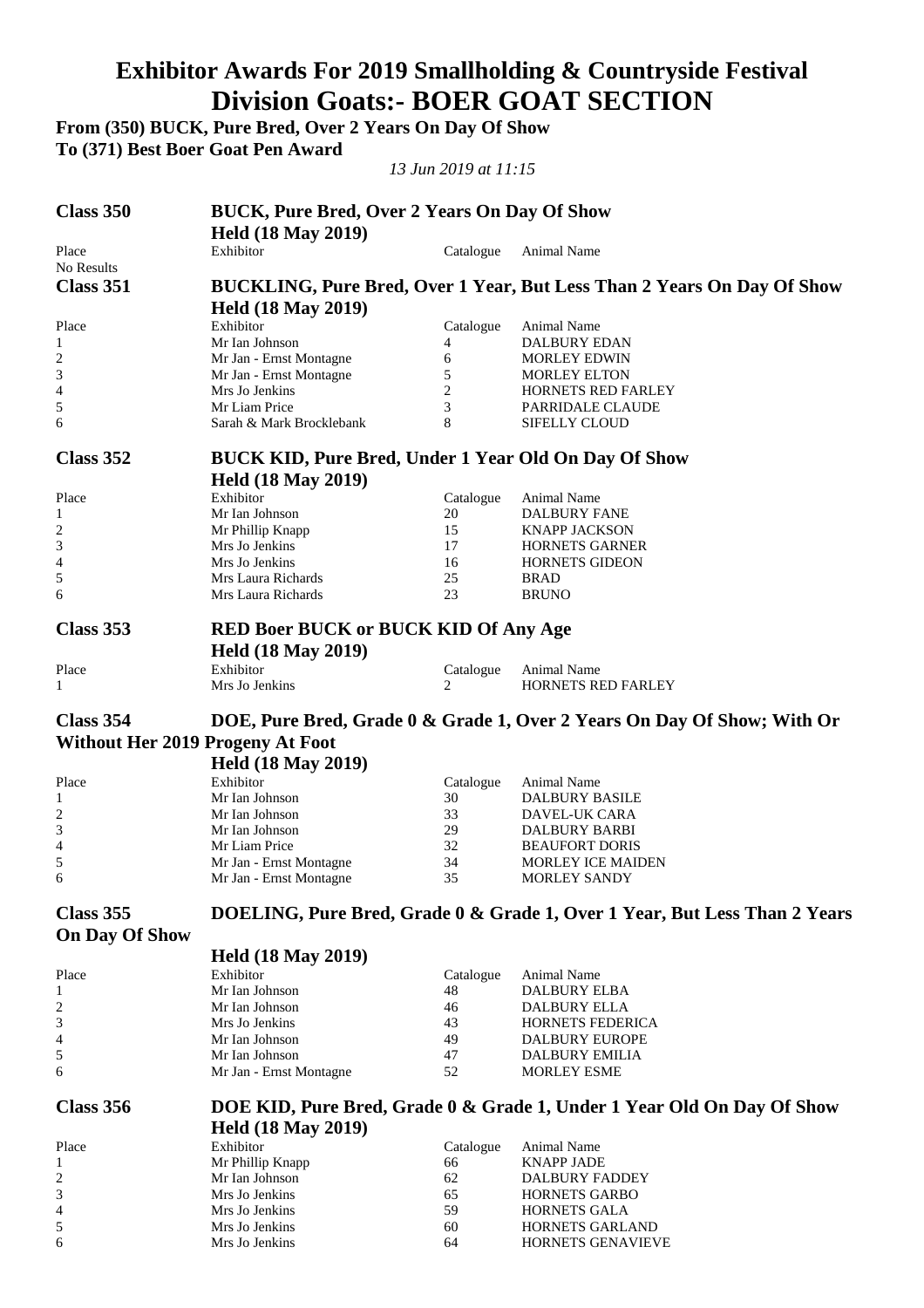# Exhibitor Awards For 2019 Smallholding & Countryside Festival

# Division Goats:- BOER GOAT SECTION

**From (350) BUCK, Pure Bred, Over 2 Years On Day Of Show**
**To (371) Best Boer Goat Pen Award**

*13 Jun 2019 at 11:15*

## Class 350 — BUCK, Pure Bred, Over 2 Years On Day Of Show

**Held (18 May 2019)**

| Place | Exhibitor | Catalogue | Animal Name |
|---|---|---|---|
| No Results | | | |

## Class 351 — BUCKLING, Pure Bred, Over 1 Year, But Less Than 2 Years On Day Of Show

**Held (18 May 2019)**

| Place | Exhibitor | Catalogue | Animal Name |
|---|---|---|---|
| 1 | Mr Ian Johnson | 4 | DALBURY EDAN |
| 2 | Mr Jan - Ernst Montagne | 6 | MORLEY EDWIN |
| 3 | Mr Jan - Ernst Montagne | 5 | MORLEY ELTON |
| 4 | Mrs Jo Jenkins | 2 | HORNETS RED FARLEY |
| 5 | Mr Liam Price | 3 | PARRIDALE CLAUDE |
| 6 | Sarah & Mark Brocklebank | 8 | SIFELLY CLOUD |

## Class 352 — BUCK KID, Pure Bred, Under 1 Year Old On Day Of Show

**Held (18 May 2019)**

| Place | Exhibitor | Catalogue | Animal Name |
|---|---|---|---|
| 1 | Mr Ian Johnson | 20 | DALBURY FANE |
| 2 | Mr Phillip Knapp | 15 | KNAPP JACKSON |
| 3 | Mrs Jo Jenkins | 17 | HORNETS GARNER |
| 4 | Mrs Jo Jenkins | 16 | HORNETS GIDEON |
| 5 | Mrs Laura Richards | 25 | BRAD |
| 6 | Mrs Laura Richards | 23 | BRUNO |

## Class 353 — RED Boer BUCK or BUCK KID Of Any Age

**Held (18 May 2019)**

| Place | Exhibitor | Catalogue | Animal Name |
|---|---|---|---|
| 1 | Mrs Jo Jenkins | 2 | HORNETS RED FARLEY |

## Class 354 — DOE, Pure Bred, Grade 0 & Grade 1, Over 2 Years On Day Of Show; With Or Without Her 2019 Progeny At Foot

**Held (18 May 2019)**

| Place | Exhibitor | Catalogue | Animal Name |
|---|---|---|---|
| 1 | Mr Ian Johnson | 30 | DALBURY BASILE |
| 2 | Mr Ian Johnson | 33 | DAVEL-UK CARA |
| 3 | Mr Ian Johnson | 29 | DALBURY BARBI |
| 4 | Mr Liam Price | 32 | BEAUFORT DORIS |
| 5 | Mr Jan - Ernst Montagne | 34 | MORLEY ICE MAIDEN |
| 6 | Mr Jan - Ernst Montagne | 35 | MORLEY SANDY |

## Class 355 — DOELING, Pure Bred, Grade 0 & Grade 1, Over 1 Year, But Less Than 2 Years On Day Of Show

**Held (18 May 2019)**

| Place | Exhibitor | Catalogue | Animal Name |
|---|---|---|---|
| 1 | Mr Ian Johnson | 48 | DALBURY ELBA |
| 2 | Mr Ian Johnson | 46 | DALBURY ELLA |
| 3 | Mrs Jo Jenkins | 43 | HORNETS FEDERICA |
| 4 | Mr Ian Johnson | 49 | DALBURY EUROPE |
| 5 | Mr Ian Johnson | 47 | DALBURY EMILIA |
| 6 | Mr Jan - Ernst Montagne | 52 | MORLEY ESME |

## Class 356 — DOE KID, Pure Bred, Grade 0 & Grade 1, Under 1 Year Old On Day Of Show

**Held (18 May 2019)**

| Place | Exhibitor | Catalogue | Animal Name |
|---|---|---|---|
| 1 | Mr Phillip Knapp | 66 | KNAPP JADE |
| 2 | Mr Ian Johnson | 62 | DALBURY FADDEY |
| 3 | Mrs Jo Jenkins | 65 | HORNETS GARBO |
| 4 | Mrs Jo Jenkins | 59 | HORNETS GALA |
| 5 | Mrs Jo Jenkins | 60 | HORNETS GARLAND |
| 6 | Mrs Jo Jenkins | 64 | HORNETS GENAVIEVE |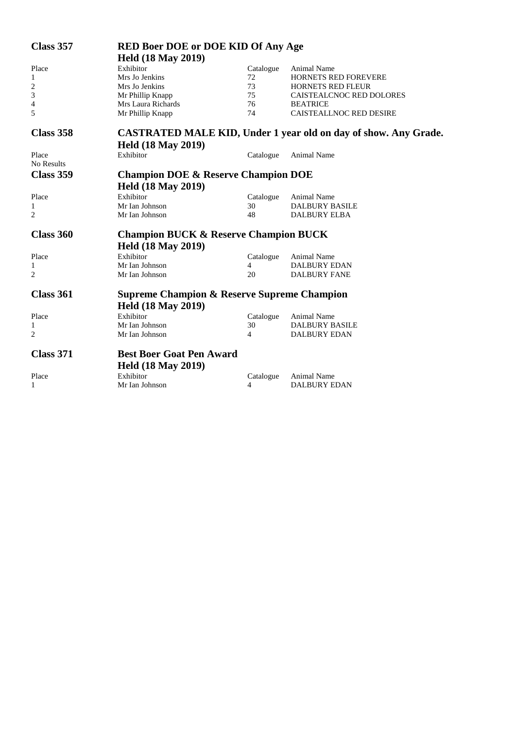## Class 357 RED Boer DOE or DOE KID Of Any Age

**Held (18 May 2019)**

| Place | Exhibitor | Catalogue | Animal Name |
|---|---|---|---|
| 1 | Mrs Jo Jenkins | 72 | HORNETS RED FOREVERE |
| 2 | Mrs Jo Jenkins | 73 | HORNETS RED FLEUR |
| 3 | Mr Phillip Knapp | 75 | CAISTEALCNOC RED DOLORES |
| 4 | Mrs Laura Richards | 76 | BEATRICE |
| 5 | Mr Phillip Knapp | 74 | CAISTEALLNOC RED DESIRE |

## Class 358 CASTRATED MALE KID, Under 1 year old on day of show. Any Grade.

**Held (18 May 2019)**

| Place | Exhibitor | Catalogue | Animal Name |
|---|---|---|---|
| No Results | | | |

## Class 359 Champion DOE & Reserve Champion DOE

**Held (18 May 2019)**

| Place | Exhibitor | Catalogue | Animal Name |
|---|---|---|---|
| 1 | Mr Ian Johnson | 30 | DALBURY BASILE |
| 2 | Mr Ian Johnson | 48 | DALBURY ELBA |

## Class 360 Champion BUCK & Reserve Champion BUCK

**Held (18 May 2019)**

| Place | Exhibitor | Catalogue | Animal Name |
|---|---|---|---|
| 1 | Mr Ian Johnson | 4 | DALBURY EDAN |
| 2 | Mr Ian Johnson | 20 | DALBURY FANE |

## Class 361 Supreme Champion & Reserve Supreme Champion

**Held (18 May 2019)**

| Place | Exhibitor | Catalogue | Animal Name |
|---|---|---|---|
| 1 | Mr Ian Johnson | 30 | DALBURY BASILE |
| 2 | Mr Ian Johnson | 4 | DALBURY EDAN |

## Class 371 Best Boer Goat Pen Award

**Held (18 May 2019)**

| Place | Exhibitor | Catalogue | Animal Name |
|---|---|---|---|
| 1 | Mr Ian Johnson | 4 | DALBURY EDAN |